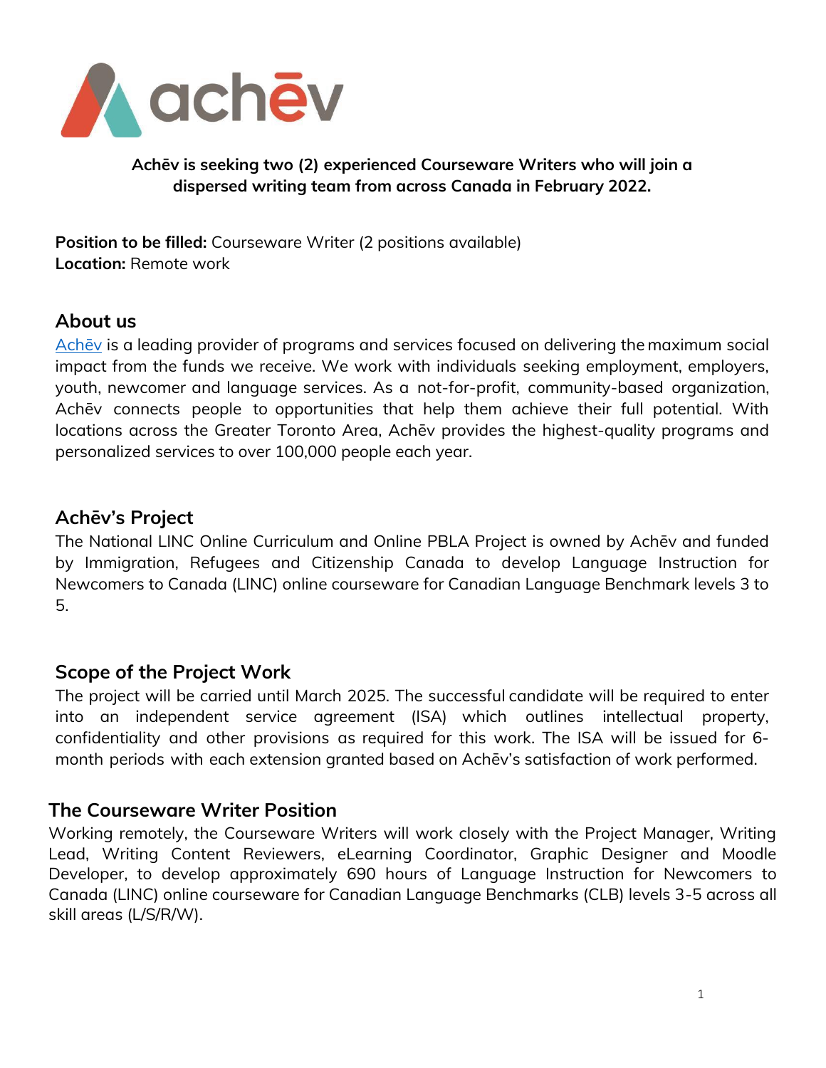**Achēv is seeking two (2) experienced Courseware Writers who will join a dispersed writing team from across Canada in February 2022.**

**Position to be filled:** Courseware Writer (2 positions available)
**Location:** Remote work

## About us

Achēv is a leading provider of programs and services focused on delivering the maximum social impact from the funds we receive. We work with individuals seeking employment, employers, youth, newcomer and language services. As a not-for-profit, community-based organization, Achēv connects people to opportunities that help them achieve their full potential. With locations across the Greater Toronto Area, Achēv provides the highest-quality programs and personalized services to over 100,000 people each year.

## Achēv's Project

The National LINC Online Curriculum and Online PBLA Project is owned by Achēv and funded by Immigration, Refugees and Citizenship Canada to develop Language Instruction for Newcomers to Canada (LINC) online courseware for Canadian Language Benchmark levels 3 to 5.

## Scope of the Project Work

The project will be carried until March 2025. The successful candidate will be required to enter into an independent service agreement (ISA) which outlines intellectual property, confidentiality and other provisions as required for this work. The ISA will be issued for 6-month periods with each extension granted based on Achēv's satisfaction of work performed.

## The Courseware Writer Position

Working remotely, the Courseware Writers will work closely with the Project Manager, Writing Lead, Writing Content Reviewers, eLearning Coordinator, Graphic Designer and Moodle Developer, to develop approximately 690 hours of Language Instruction for Newcomers to Canada (LINC) online courseware for Canadian Language Benchmarks (CLB) levels 3-5 across all skill areas (L/S/R/W).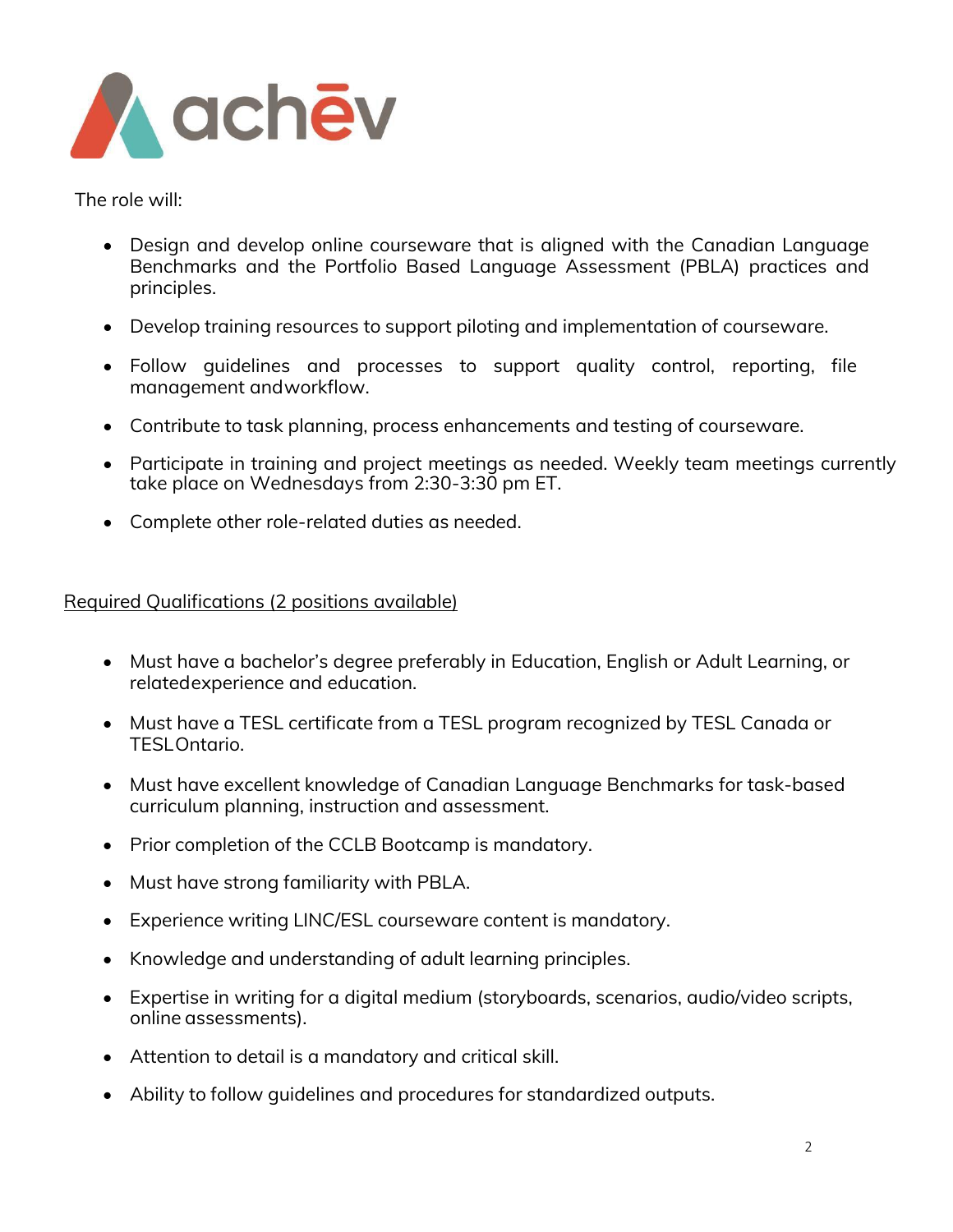The role will:

- Design and develop online courseware that is aligned with the Canadian Language Benchmarks and the Portfolio Based Language Assessment (PBLA) practices and principles.
- Develop training resources to support piloting and implementation of courseware.
- Follow guidelines and processes to support quality control, reporting, file management and workflow.
- Contribute to task planning, process enhancements and testing of courseware.
- Participate in training and project meetings as needed. Weekly team meetings currently take place on Wednesdays from 2:30-3:30 pm ET.
- Complete other role-related duties as needed.

Required Qualifications (2 positions available)

- Must have a bachelor's degree preferably in Education, English or Adult Learning, or related experience and education.
- Must have a TESL certificate from a TESL program recognized by TESL Canada or TESL Ontario.
- Must have excellent knowledge of Canadian Language Benchmarks for task-based curriculum planning, instruction and assessment.
- Prior completion of the CCLB Bootcamp is mandatory.
- Must have strong familiarity with PBLA.
- Experience writing LINC/ESL courseware content is mandatory.
- Knowledge and understanding of adult learning principles.
- Expertise in writing for a digital medium (storyboards, scenarios, audio/video scripts, online assessments).
- Attention to detail is a mandatory and critical skill.
- Ability to follow guidelines and procedures for standardized outputs.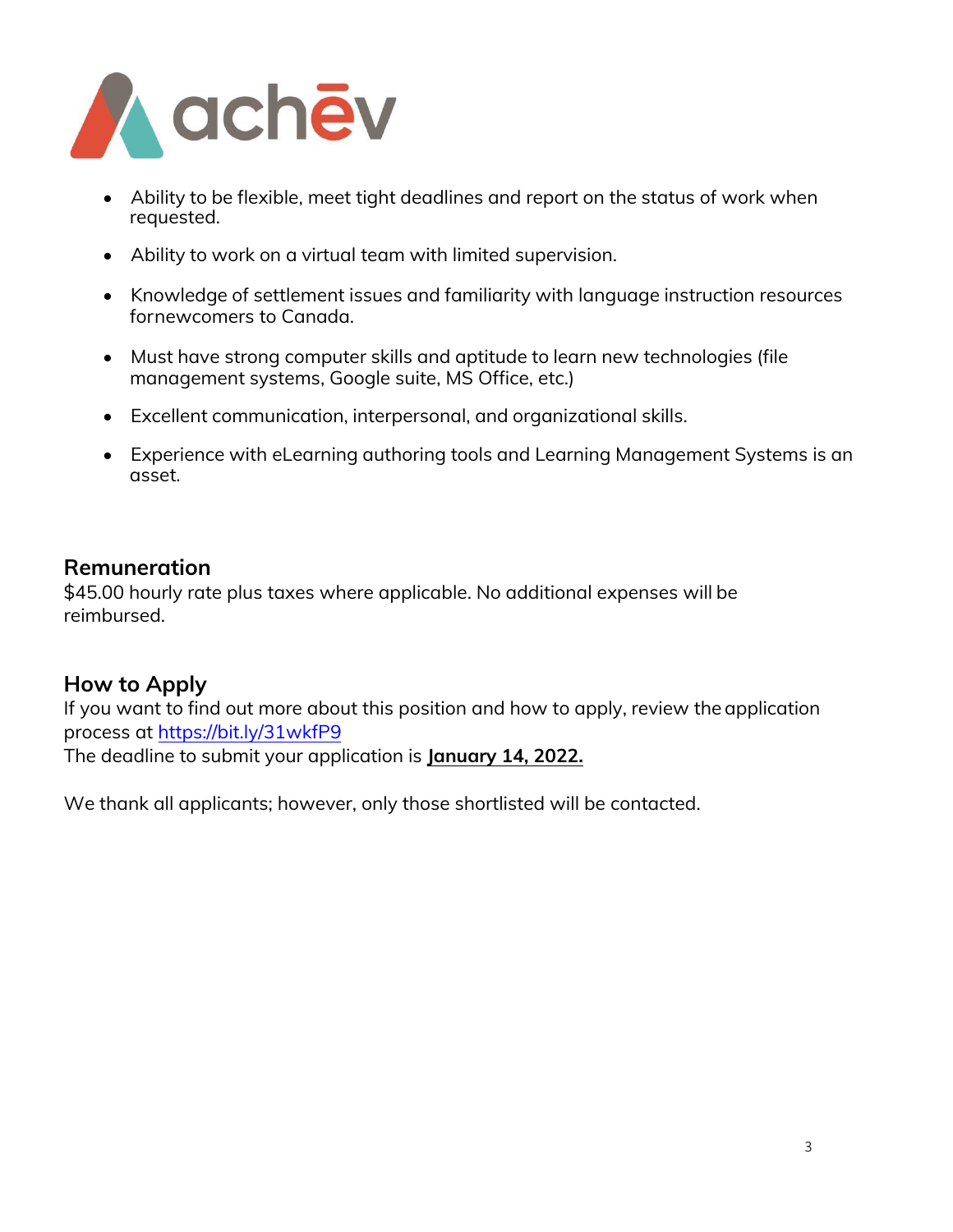- Ability to be flexible, meet tight deadlines and report on the status of work when requested.
- Ability to work on a virtual team with limited supervision.
- Knowledge of settlement issues and familiarity with language instruction resources fornewcomers to Canada.
- Must have strong computer skills and aptitude to learn new technologies (file management systems, Google suite, MS Office, etc.)
- Excellent communication, interpersonal, and organizational skills.
- Experience with eLearning authoring tools and Learning Management Systems is an asset.

## Remuneration

$45.00 hourly rate plus taxes where applicable. No additional expenses will be reimbursed.

## How to Apply

If you want to find out more about this position and how to apply, review the application process at https://bit.ly/31wkfP9
The deadline to submit your application is **January 14, 2022.**

We thank all applicants; however, only those shortlisted will be contacted.